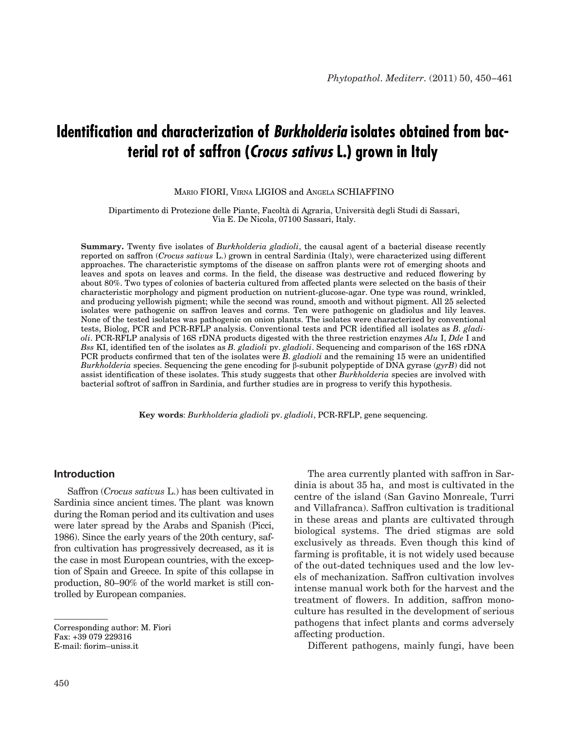# Identification and characterization of *Burkholderia* isolates obtained from bacterial rot of saffron (*Crocus sativus* L.) grown in Italy

MARIO FIORI, VIRNA LIGIOS and ANGELA SCHIAFFINO

Dipartimento di Protezione delle Piante, Facoltà di Agraria, Università degli Studi di Sassari, Via E. De Nicola, 07100 Sassari, Italy.

**Summary.** Twenty five isolates of *Burkholderia gladioli*, the causal agent of a bacterial disease recently reported on saffron (*Crocus sativus* L.) grown in central Sardinia (Italy), were characterized using different approaches. The characteristic symptoms of the disease on saffron plants were rot of emerging shoots and leaves and spots on leaves and corms. In the field, the disease was destructive and reduced flowering by about 80%. Two types of colonies of bacteria cultured from affected plants were selected on the basis of their characteristic morphology and pigment production on nutrient-glucose-agar. One type was round, wrinkled, and producing yellowish pigment; while the second was round, smooth and without pigment. All 25 selected isolates were pathogenic on saffron leaves and corms. Ten were pathogenic on gladiolus and lily leaves. None of the tested isolates was pathogenic on onion plants. The isolates were characterized by conventional tests, Biolog, PCR and PCR-RFLP analysis. Conventional tests and PCR identified all isolates as *B. gladioli*. PCR-RFLP analysis of 16S rDNA products digested with the three restriction enzymes *Alu* I, *Dde* I and *Bss* KI, identified ten of the isolates as *B. gladioli* pv. *gladioli*. Sequencing and comparison of the 16S rDNA PCR products confirmed that ten of the isolates were *B. gladioli* and the remaining 15 were an unidentified *Burkholderia* species. Sequencing the gene encoding for β-subunit polypeptide of DNA gyrase (*gyrB*) did not assist identification of these isolates. This study suggests that other *Burkholderia* species are involved with bacterial softrot of saffron in Sardinia, and further studies are in progress to verify this hypothesis.

**Key words**: *Burkholderia gladioli* pv. *gladioli*, PCR-RFLP, gene sequencing.

## Introduction

Saffron (*Crocus sativus* L.) has been cultivated in Sardinia since ancient times. The plant was known during the Roman period and its cultivation and uses were later spread by the Arabs and Spanish (Picci, 1986). Since the early years of the 20th century, saffron cultivation has progressively decreased, as it is the case in most European countries, with the exception of Spain and Greece. In spite of this collapse in production, 80–90% of the world market is still controlled by European companies.

The area currently planted with saffron in Sardinia is about 35 ha, and most is cultivated in the centre of the island (San Gavino Monreale, Turri and Villafranca). Saffron cultivation is traditional in these areas and plants are cultivated through biological systems. The dried stigmas are sold exclusively as threads. Even though this kind of farming is profitable, it is not widely used because of the out-dated techniques used and the low levels of mechanization. Saffron cultivation involves intense manual work both for the harvest and the treatment of flowers. In addition, saffron monoculture has resulted in the development of serious pathogens that infect plants and corms adversely affecting production.

Different pathogens, mainly fungi, have been

Corresponding author: M. Fiori
Fax: +39 079 229316
E-mail: fiorim–uniss.it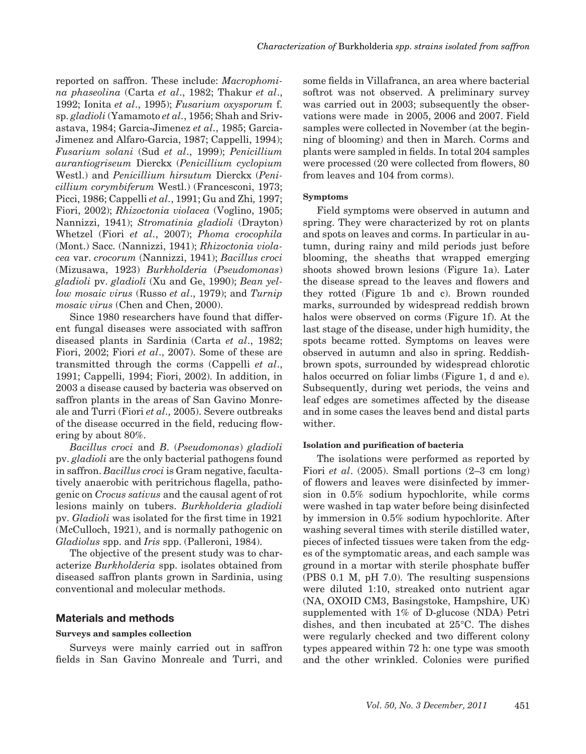reported on saffron. These include: *Macrophomina phaseolina* (Carta *et al*., 1982; Thakur *et al*., 1992; Ionita *et al*., 1995); *Fusarium oxysporum* f. sp. *gladioli* (Yamamoto *et al*., 1956; Shah and Srivastava, 1984; Garcia-Jimenez *et al*., 1985; Garcia-Jimenez and Alfaro-Garcia, 1987; Cappelli, 1994); *Fusarium solani* (Sud *et al*., 1999); *Penicillium aurantiogriseum* Dierckx (*Penicillium cyclopium* Westl.) and *Penicillium hirsutum* Dierckx (*Penicillium corymbiferum* Westl.) (Francesconi, 1973; Picci, 1986; Cappelli *et al*., 1991; Gu and Zhi, 1997; Fiori, 2002); *Rhizoctonia violacea* (Voglino, 1905; Nannizzi, 1941); *Stromatinia gladioli* (Drayton) Whetzel (Fiori *et al*., 2007); *Phoma crocophila* (Mont.) Sacc. (Nannizzi, 1941); *Rhizoctonia violacea* var. *crocorum* (Nannizzi, 1941); *Bacillus croci* (Mizusawa, 1923) *Burkholderia* (*Pseudomonas*) *gladioli* pv. *gladioli* (Xu and Ge, 1990); *Bean yellow mosaic virus* (Russo *et al*., 1979); and *Turnip mosaic virus* (Chen and Chen, 2000).

Since 1980 researchers have found that different fungal diseases were associated with saffron diseased plants in Sardinia (Carta *et al*., 1982; Fiori, 2002; Fiori *et al*., 2007). Some of these are transmitted through the corms (Cappelli *et al*., 1991; Cappelli, 1994; Fiori, 2002). In addition, in 2003 a disease caused by bacteria was observed on saffron plants in the areas of San Gavino Monreale and Turri (Fiori *et al.,* 2005). Severe outbreaks of the disease occurred in the field, reducing flowering by about 80%.

*Bacillus croci* and *B*. (*Pseudomonas*) *gladioli* pv. *gladioli* are the only bacterial pathogens found in saffron. *Bacillus croci* is Gram negative, facultatively anaerobic with peritrichous flagella, pathogenic on *Crocus sativus* and the causal agent of rot lesions mainly on tubers. *Burkholderia gladioli* pv. *Gladioli* was isolated for the first time in 1921 (McCulloch, 1921), and is normally pathogenic on *Gladiolus* spp. and *Iris* spp. (Palleroni, 1984).

The objective of the present study was to characterize *Burkholderia* spp. isolates obtained from diseased saffron plants grown in Sardinia, using conventional and molecular methods.

## Materials and methods

### Surveys and samples collection

Surveys were mainly carried out in saffron fields in San Gavino Monreale and Turri, and some fields in Villafranca, an area where bacterial softrot was not observed. A preliminary survey was carried out in 2003; subsequently the observations were made in 2005, 2006 and 2007. Field samples were collected in November (at the beginning of blooming) and then in March. Corms and plants were sampled in fields. In total 204 samples were processed (20 were collected from flowers, 80 from leaves and 104 from corms).

### Symptoms

Field symptoms were observed in autumn and spring. They were characterized by rot on plants and spots on leaves and corms. In particular in autumn, during rainy and mild periods just before blooming, the sheaths that wrapped emerging shoots showed brown lesions (Figure 1a). Later the disease spread to the leaves and flowers and they rotted (Figure 1b and c). Brown rounded marks, surrounded by widespread reddish brown halos were observed on corms (Figure 1f). At the last stage of the disease, under high humidity, the spots became rotted. Symptoms on leaves were observed in autumn and also in spring. Reddish-brown spots, surrounded by widespread chlorotic halos occurred on foliar limbs (Figure 1, d and e). Subsequently, during wet periods, the veins and leaf edges are sometimes affected by the disease and in some cases the leaves bend and distal parts wither.

### Isolation and purification of bacteria

The isolations were performed as reported by Fiori *et al*. (2005). Small portions (2–3 cm long) of flowers and leaves were disinfected by immersion in 0.5% sodium hypochlorite, while corms were washed in tap water before being disinfected by immersion in 0.5% sodium hypochlorite. After washing several times with sterile distilled water, pieces of infected tissues were taken from the edges of the symptomatic areas, and each sample was ground in a mortar with sterile phosphate buffer (PBS 0.1 M, pH 7.0). The resulting suspensions were diluted 1:10, streaked onto nutrient agar (NA, OXOID CM3, Basingstoke, Hampshire, UK) supplemented with 1% of D-glucose (NDA) Petri dishes, and then incubated at 25°C. The dishes were regularly checked and two different colony types appeared within 72 h: one type was smooth and the other wrinkled. Colonies were purified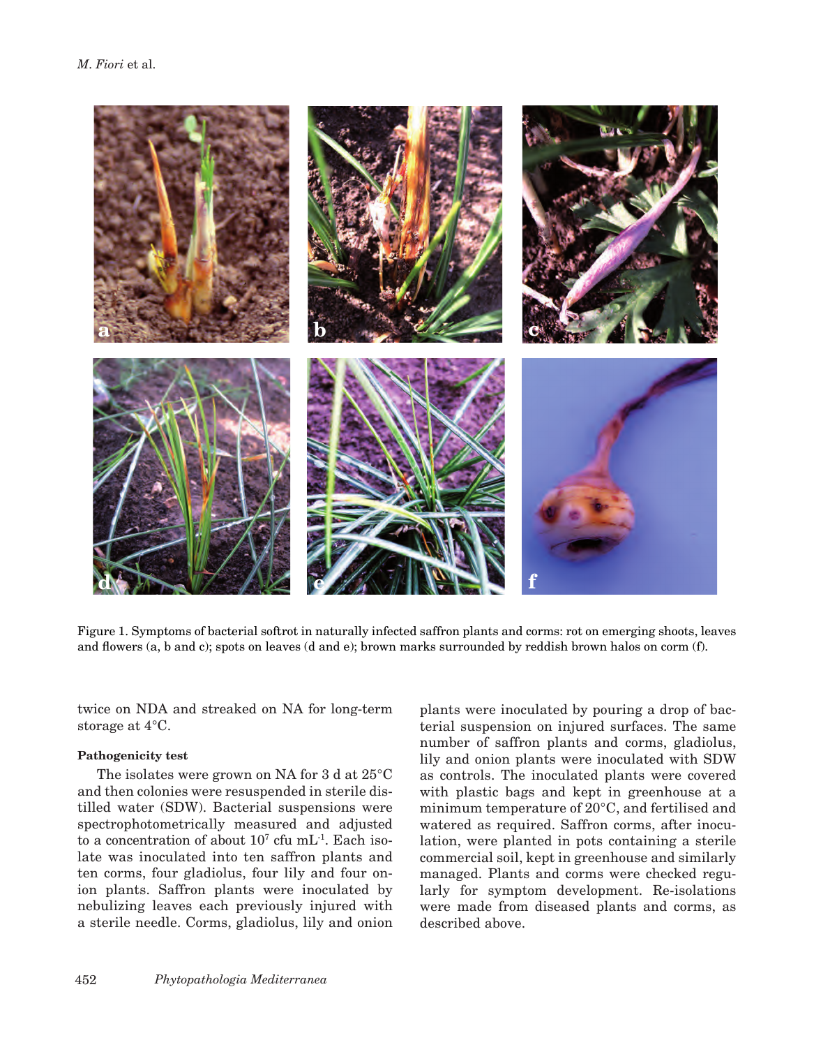Figure 1. Symptoms of bacterial softrot in naturally infected saffron plants and corms: rot on emerging shoots, leaves and flowers (a, b and c); spots on leaves (d and e); brown marks surrounded by reddish brown halos on corm (f).

twice on NDA and streaked on NA for long-term storage at 4°C.

### Pathogenicity test

The isolates were grown on NA for 3 d at 25°C and then colonies were resuspended in sterile distilled water (SDW). Bacterial suspensions were spectrophotometrically measured and adjusted to a concentration of about $10^7$ cfu $mL^{-1}$. Each isolate was inoculated into ten saffron plants and ten corms, four gladiolus, four lily and four onion plants. Saffron plants were inoculated by nebulizing leaves each previously injured with a sterile needle. Corms, gladiolus, lily and onion plants were inoculated by pouring a drop of bacterial suspension on injured surfaces. The same number of saffron plants and corms, gladiolus, lily and onion plants were inoculated with SDW as controls. The inoculated plants were covered with plastic bags and kept in greenhouse at a minimum temperature of 20°C, and fertilised and watered as required. Saffron corms, after inoculation, were planted in pots containing a sterile commercial soil, kept in greenhouse and similarly managed. Plants and corms were checked regularly for symptom development. Re-isolations were made from diseased plants and corms, as described above.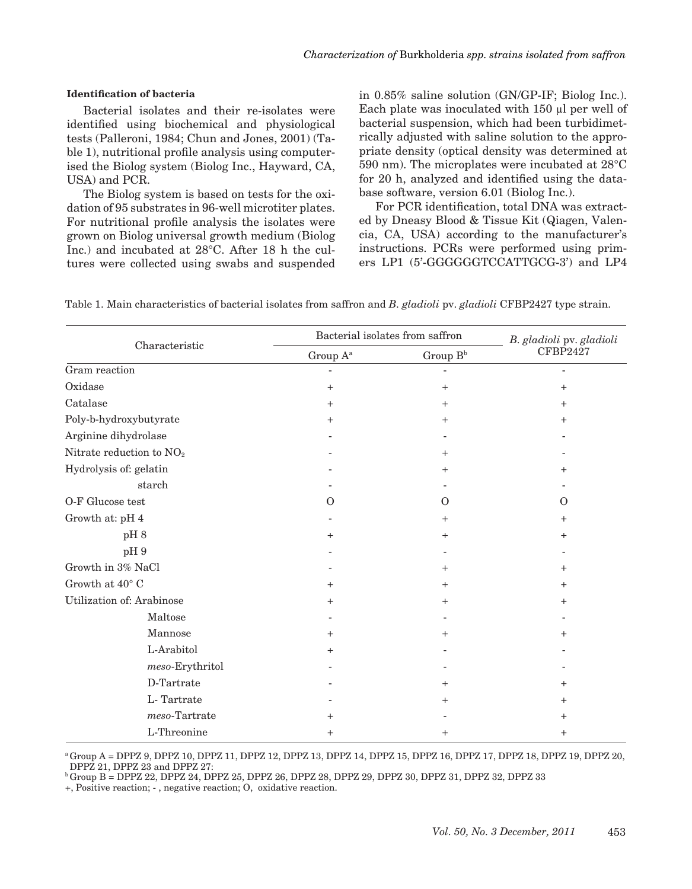#### Identification of bacteria

Bacterial isolates and their re-isolates were identified using biochemical and physiological tests (Palleroni, 1984; Chun and Jones, 2001) (Table 1), nutritional profile analysis using computerised the Biolog system (Biolog Inc., Hayward, CA, USA) and PCR.

The Biolog system is based on tests for the oxidation of 95 substrates in 96-well microtiter plates. For nutritional profile analysis the isolates were grown on Biolog universal growth medium (Biolog Inc.) and incubated at 28°C. After 18 h the cultures were collected using swabs and suspended in 0.85% saline solution (GN/GP-IF; Biolog Inc.). Each plate was inoculated with 150 µl per well of bacterial suspension, which had been turbidimetrically adjusted with saline solution to the appropriate density (optical density was determined at 590 nm). The microplates were incubated at 28°C for 20 h, analyzed and identified using the database software, version 6.01 (Biolog Inc.).

For PCR identification, total DNA was extracted by Dneasy Blood & Tissue Kit (Qiagen, Valencia, CA, USA) according to the manufacturer's instructions. PCRs were performed using primers LP1 (5'-GGGGGGTCCATTGCG-3') and LP4

Table 1. Main characteristics of bacterial isolates from saffron and *B. gladioli* pv. *gladioli* CFBP2427 type strain.

| Characteristic | Bacterial isolates from saffron | | *B. gladioli* pv. *gladioli* CFBP2427 |
|---|---|---|---|
| | Group A[a] | Group B[b] | |
| Gram reaction | - | - | - |
| Oxidase | + | + | + |
| Catalase | + | + | + |
| Poly-b-hydroxybutyrate | + | + | + |
| Arginine dihydrolase | - | - | - |
| Nitrate reduction to $NO_2$ | - | + | - |
| Hydrolysis of: gelatin | - | + | + |
| starch | - | - | - |
| O-F Glucose test | O | O | O |
| Growth at: pH 4 | - | + | + |
| pH 8 | + | + | + |
| pH 9 | - | - | - |
| Growth in 3% NaCl | - | + | + |
| Growth at 40° C | + | + | + |
| Utilization of: Arabinose | + | + | + |
| Maltose | - | - | - |
| Mannose | + | + | + |
| L-Arabitol | + | - | - |
| *meso*-Erythritol | - | - | - |
| D-Tartrate | - | + | + |
| L- Tartrate | - | + | + |
| *meso*-Tartrate | + | - | + |
| L-Threonine | + | + | + |

[a] Group A = DPPZ 9, DPPZ 10, DPPZ 11, DPPZ 12, DPPZ 13, DPPZ 14, DPPZ 15, DPPZ 16, DPPZ 17, DPPZ 18, DPPZ 19, DPPZ 20, DPPZ 21, DPPZ 23 and DPPZ 27:
[b] Group B = DPPZ 22, DPPZ 24, DPPZ 25, DPPZ 26, DPPZ 28, DPPZ 29, DPPZ 30, DPPZ 31, DPPZ 32, DPPZ 33
+, Positive reaction; - , negative reaction; O, oxidative reaction.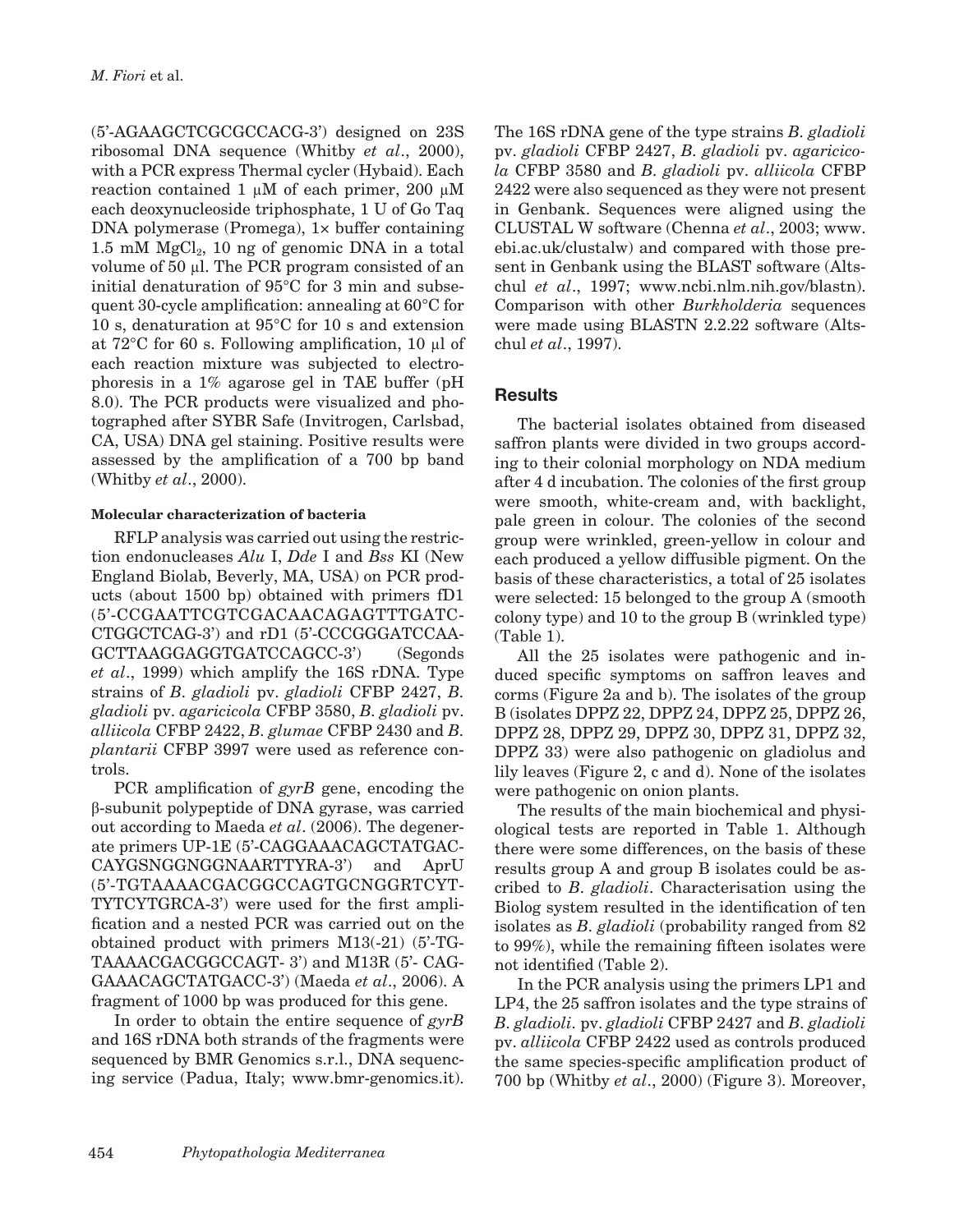(5'-AGAAGCTCGCGCCACG-3') designed on 23S ribosomal DNA sequence (Whitby *et al*., 2000), with a PCR express Thermal cycler (Hybaid). Each reaction contained 1 μM of each primer, 200 μM each deoxynucleoside triphosphate, 1 U of Go Taq DNA polymerase (Promega), 1× buffer containing 1.5 mM $MgCl_2$, 10 ng of genomic DNA in a total volume of 50 μl. The PCR program consisted of an initial denaturation of 95°C for 3 min and subsequent 30-cycle amplification: annealing at 60°C for 10 s, denaturation at 95°C for 10 s and extension at 72°C for 60 s. Following amplification, 10 μl of each reaction mixture was subjected to electrophoresis in a 1% agarose gel in TAE buffer (pH 8.0). The PCR products were visualized and photographed after SYBR Safe (Invitrogen, Carlsbad, CA, USA) DNA gel staining. Positive results were assessed by the amplification of a 700 bp band (Whitby *et al*., 2000).

#### Molecular characterization of bacteria

RFLP analysis was carried out using the restriction endonucleases *Alu* I, *Dde* I and *Bss* KI (New England Biolab, Beverly, MA, USA) on PCR products (about 1500 bp) obtained with primers fD1 (5'-CCGAATTCGTCGACAACAGAGTTTGATCCTGGCTCAG-3') and rD1 (5'-CCCGGGATCCAAGCTTAAGGAGGTGATCCAGCC-3') (Segonds *et al*., 1999) which amplify the 16S rDNA. Type strains of *B. gladioli* pv. *gladioli* CFBP 2427, *B. gladioli* pv. *agaricicola* CFBP 3580, *B. gladioli* pv. *alliicola* CFBP 2422, *B. glumae* CFBP 2430 and *B. plantarii* CFBP 3997 were used as reference controls.

PCR amplification of *gyrB* gene, encoding the β-subunit polypeptide of DNA gyrase, was carried out according to Maeda *et al*. (2006). The degenerate primers UP-1E (5'-CAGGAAACAGCTATGACCAYGSNGGNGGNAARTTYRA-3') and AprU (5'-TGTAAAACGACGGCCAGTGCNGGRTCYTTYTCYTGRCA-3') were used for the first amplification and a nested PCR was carried out on the obtained product with primers M13(-21) (5'-TGTAAAACGACGGCCAGT- 3') and M13R (5'- CAGGAAACAGCTATGACC-3') (Maeda *et al*., 2006). A fragment of 1000 bp was produced for this gene.

In order to obtain the entire sequence of *gyrB* and 16S rDNA both strands of the fragments were sequenced by BMR Genomics s.r.l., DNA sequencing service (Padua, Italy; www.bmr-genomics.it). The 16S rDNA gene of the type strains *B. gladioli* pv. *gladioli* CFBP 2427, *B. gladioli* pv. *agaricicola* CFBP 3580 and *B. gladioli* pv. *alliicola* CFBP 2422 were also sequenced as they were not present in Genbank. Sequences were aligned using the CLUSTAL W software (Chenna *et al*., 2003; www.ebi.ac.uk/clustalw) and compared with those present in Genbank using the BLAST software (Altschul *et al*., 1997; www.ncbi.nlm.nih.gov/blastn). Comparison with other *Burkholderia* sequences were made using BLASTN 2.2.22 software (Altschul *et al*., 1997).

## Results

The bacterial isolates obtained from diseased saffron plants were divided in two groups according to their colonial morphology on NDA medium after 4 d incubation. The colonies of the first group were smooth, white-cream and, with backlight, pale green in colour. The colonies of the second group were wrinkled, green-yellow in colour and each produced a yellow diffusible pigment. On the basis of these characteristics, a total of 25 isolates were selected: 15 belonged to the group A (smooth colony type) and 10 to the group B (wrinkled type) (Table 1).

All the 25 isolates were pathogenic and induced specific symptoms on saffron leaves and corms (Figure 2a and b). The isolates of the group B (isolates DPPZ 22, DPPZ 24, DPPZ 25, DPPZ 26, DPPZ 28, DPPZ 29, DPPZ 30, DPPZ 31, DPPZ 32, DPPZ 33) were also pathogenic on gladiolus and lily leaves (Figure 2, c and d). None of the isolates were pathogenic on onion plants.

The results of the main biochemical and physiological tests are reported in Table 1. Although there were some differences, on the basis of these results group A and group B isolates could be ascribed to *B. gladioli*. Characterisation using the Biolog system resulted in the identification of ten isolates as *B. gladioli* (probability ranged from 82 to 99%), while the remaining fifteen isolates were not identified (Table 2).

In the PCR analysis using the primers LP1 and LP4, the 25 saffron isolates and the type strains of *B. gladioli*. pv. *gladioli* CFBP 2427 and *B. gladioli* pv. *alliicola* CFBP 2422 used as controls produced the same species-specific amplification product of 700 bp (Whitby *et al*., 2000) (Figure 3). Moreover,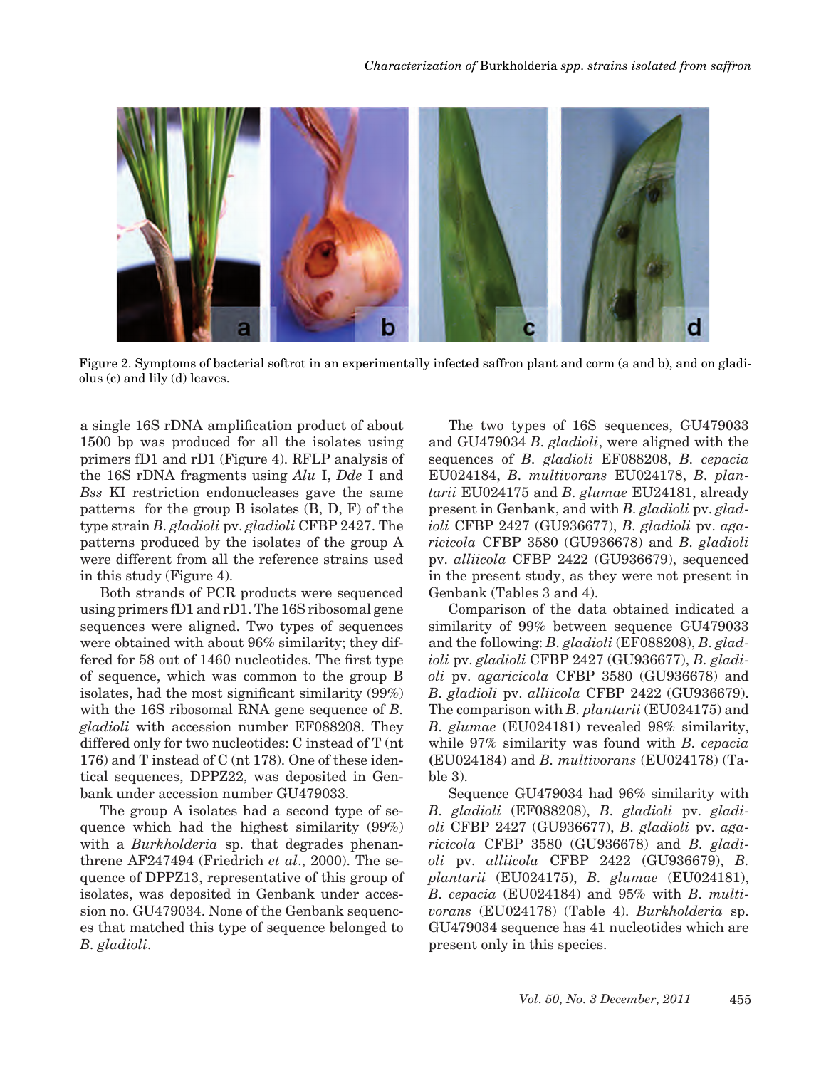Figure 2. Symptoms of bacterial softrot in an experimentally infected saffron plant and corm (a and b), and on gladiolus (c) and lily (d) leaves.

a single 16S rDNA amplification product of about 1500 bp was produced for all the isolates using primers fD1 and rD1 (Figure 4). RFLP analysis of the 16S rDNA fragments using *Alu* I, *Dde* I and *Bss* KI restriction endonucleases gave the same patterns for the group B isolates (B, D, F) of the type strain *B. gladioli* pv. *gladioli* CFBP 2427. The patterns produced by the isolates of the group A were different from all the reference strains used in this study (Figure 4).

Both strands of PCR products were sequenced using primers fD1 and rD1. The 16S ribosomal gene sequences were aligned. Two types of sequences were obtained with about 96% similarity; they differed for 58 out of 1460 nucleotides. The first type of sequence, which was common to the group B isolates, had the most significant similarity (99%) with the 16S ribosomal RNA gene sequence of *B. gladioli* with accession number EF088208. They differed only for two nucleotides: C instead of T (nt 176) and T instead of C (nt 178). One of these identical sequences, DPPZ22, was deposited in Genbank under accession number GU479033.

The group A isolates had a second type of sequence which had the highest similarity (99%) with a *Burkholderia* sp. that degrades phenanthrene AF247494 (Friedrich *et al*., 2000). The sequence of DPPZ13, representative of this group of isolates, was deposited in Genbank under accession no. GU479034. None of the Genbank sequences that matched this type of sequence belonged to *B. gladioli*.

The two types of 16S sequences, GU479033 and GU479034 *B. gladioli*, were aligned with the sequences of *B. gladioli* EF088208, *B. cepacia* EU024184, *B. multivorans* EU024178, *B. plantarii* EU024175 and *B. glumae* EU24181, already present in Genbank, and with *B. gladioli* pv. *gladioli* CFBP 2427 (GU936677), *B. gladioli* pv. *agaricicola* CFBP 3580 (GU936678) and *B. gladioli* pv. *alliicola* CFBP 2422 (GU936679), sequenced in the present study, as they were not present in Genbank (Tables 3 and 4).

Comparison of the data obtained indicated a similarity of 99% between sequence GU479033 and the following: *B. gladioli* (EF088208), *B. gladioli* pv. *gladioli* CFBP 2427 (GU936677), *B. gladioli* pv. *agaricicola* CFBP 3580 (GU936678) and *B. gladioli* pv. *alliicola* CFBP 2422 (GU936679). The comparison with *B. plantarii* (EU024175) and *B. glumae* (EU024181) revealed 98% similarity, while 97% similarity was found with *B. cepacia* (EU024184) and *B. multivorans* (EU024178) (Table 3).

Sequence GU479034 had 96% similarity with *B. gladioli* (EF088208), *B. gladioli* pv. *gladioli* CFBP 2427 (GU936677), *B. gladioli* pv. *agaricicola* CFBP 3580 (GU936678) and *B. gladioli* pv. *alliicola* CFBP 2422 (GU936679), *B. plantarii* (EU024175), *B. glumae* (EU024181), *B. cepacia* (EU024184) and 95% with *B. multivorans* (EU024178) (Table 4). *Burkholderia* sp. GU479034 sequence has 41 nucleotides which are present only in this species.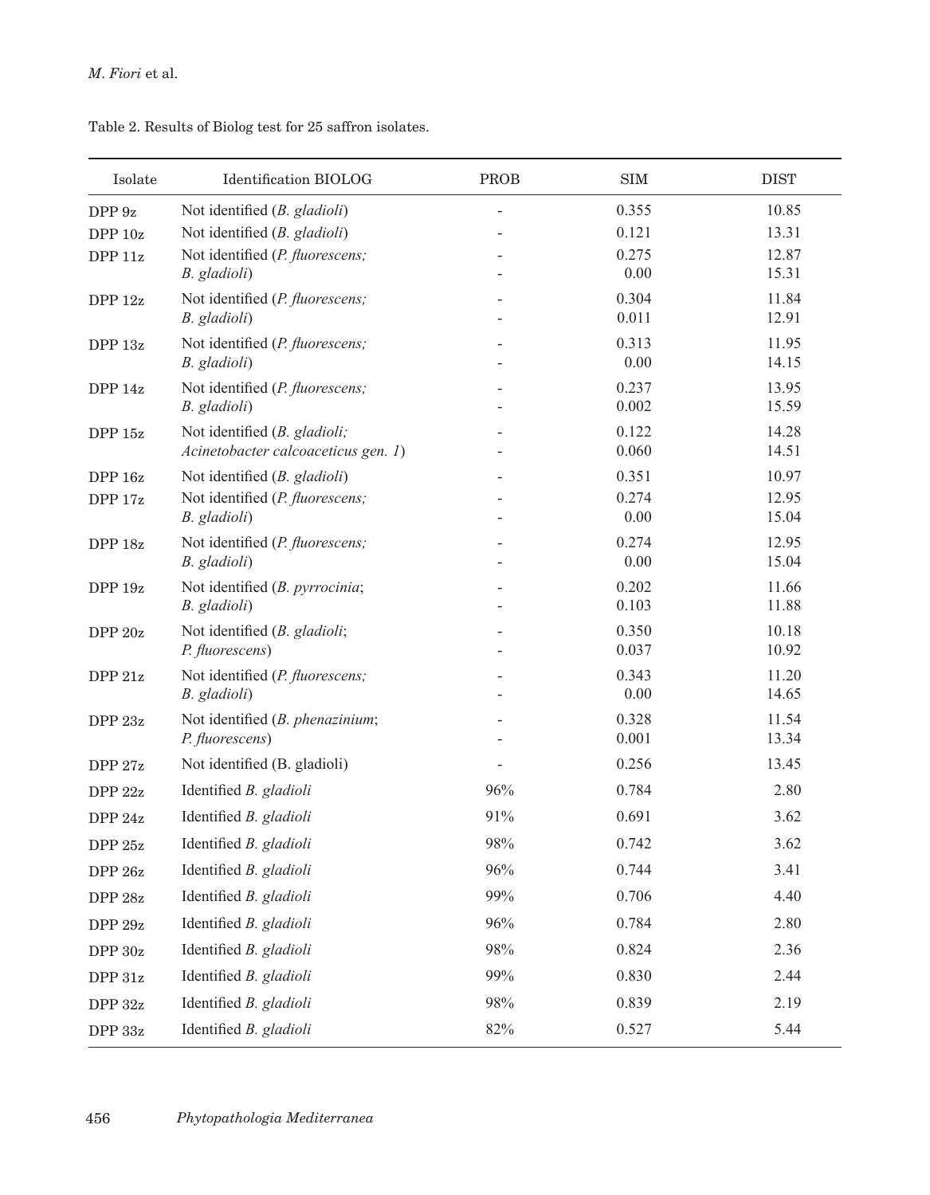Table 2. Results of Biolog test for 25 saffron isolates.

| Isolate | Identification BIOLOG | PROB | SIM | DIST |
|---|---|---|---|---|
| DPP 9z | Not identified (*B. gladioli*) | - | 0.355 | 10.85 |
| DPP 10z | Not identified (*B. gladioli*) | - | 0.121 | 13.31 |
| DPP 11z | Not identified (*P. fluorescens;* | - | 0.275 | 12.87 |
| | *B. gladioli*) | - | 0.00 | 15.31 |
| DPP 12z | Not identified (*P. fluorescens;* | - | 0.304 | 11.84 |
| | *B. gladioli*) | - | 0.011 | 12.91 |
| DPP 13z | Not identified (*P. fluorescens;* | - | 0.313 | 11.95 |
| | *B. gladioli*) | - | 0.00 | 14.15 |
| DPP 14z | Not identified (*P. fluorescens;* | - | 0.237 | 13.95 |
| | *B. gladioli*) | - | 0.002 | 15.59 |
| DPP 15z | Not identified (*B. gladioli;* | - | 0.122 | 14.28 |
| | *Acinetobacter calcoaceticus gen. 1*) | - | 0.060 | 14.51 |
| DPP 16z | Not identified (*B. gladioli*) | - | 0.351 | 10.97 |
| DPP 17z | Not identified (*P. fluorescens;* | - | 0.274 | 12.95 |
| | *B. gladioli*) | - | 0.00 | 15.04 |
| DPP 18z | Not identified (*P. fluorescens;* | - | 0.274 | 12.95 |
| | *B. gladioli*) | - | 0.00 | 15.04 |
| DPP 19z | Not identified (*B. pyrrocinia*; | - | 0.202 | 11.66 |
| | *B. gladioli*) | - | 0.103 | 11.88 |
| DPP 20z | Not identified (*B. gladioli*; | - | 0.350 | 10.18 |
| | *P. fluorescens*) | - | 0.037 | 10.92 |
| DPP 21z | Not identified (*P. fluorescens;* | - | 0.343 | 11.20 |
| | *B. gladioli*) | - | 0.00 | 14.65 |
| DPP 23z | Not identified (*B. phenazinium*; | - | 0.328 | 11.54 |
| | *P. fluorescens*) | - | 0.001 | 13.34 |
| DPP 27z | Not identified (B. gladioli) | - | 0.256 | 13.45 |
| DPP 22z | Identified *B. gladioli* | 96% | 0.784 | 2.80 |
| DPP 24z | Identified *B. gladioli* | 91% | 0.691 | 3.62 |
| DPP 25z | Identified *B. gladioli* | 98% | 0.742 | 3.62 |
| DPP 26z | Identified *B. gladioli* | 96% | 0.744 | 3.41 |
| DPP 28z | Identified *B. gladioli* | 99% | 0.706 | 4.40 |
| DPP 29z | Identified *B. gladioli* | 96% | 0.784 | 2.80 |
| DPP 30z | Identified *B. gladioli* | 98% | 0.824 | 2.36 |
| DPP 31z | Identified *B. gladioli* | 99% | 0.830 | 2.44 |
| DPP 32z | Identified *B. gladioli* | 98% | 0.839 | 2.19 |
| DPP 33z | Identified *B. gladioli* | 82% | 0.527 | 5.44 |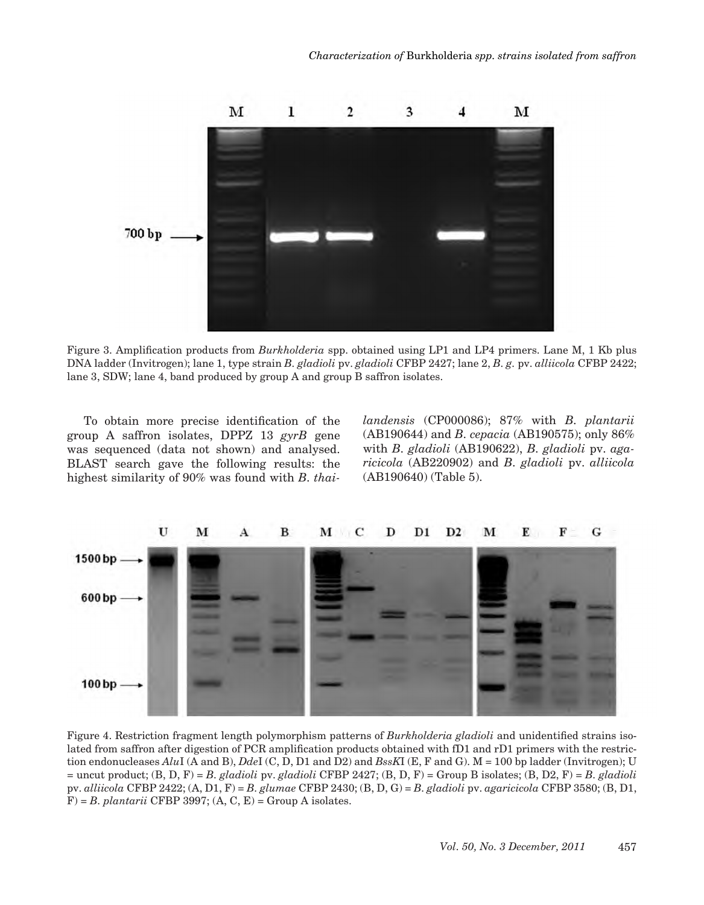Figure 3. Amplification products from *Burkholderia* spp. obtained using LP1 and LP4 primers. Lane M, 1 Kb plus DNA ladder (Invitrogen); lane 1, type strain *B. gladioli* pv. *gladioli* CFBP 2427; lane 2, *B. g.* pv. *alliicola* CFBP 2422; lane 3, SDW; lane 4, band produced by group A and group B saffron isolates.

To obtain more precise identification of the group A saffron isolates, DPPZ 13 *gyrB* gene was sequenced (data not shown) and analysed. BLAST search gave the following results: the highest similarity of 90% was found with *B. thailandensis* (CP000086); 87% with *B. plantarii* (AB190644) and *B. cepacia* (AB190575); only 86% with *B. gladioli* (AB190622), *B. gladioli* pv. *agaricicola* (AB220902) and *B. gladioli* pv. *alliicola* (AB190640) (Table 5).

Figure 4. Restriction fragment length polymorphism patterns of *Burkholderia gladioli* and unidentified strains isolated from saffron after digestion of PCR amplification products obtained with fD1 and rD1 primers with the restriction endonucleases *Alu*I (A and B), *Dde*I (C, D, D1 and D2) and *BssK*I (E, F and G). M = 100 bp ladder (Invitrogen); U = uncut product; (B, D, F) = *B. gladioli* pv. *gladioli* CFBP 2427; (B, D, F) = Group B isolates; (B, D2, F) = *B. gladioli* pv. *alliicola* CFBP 2422; (A, D1, F) = *B. glumae* CFBP 2430; (B, D, G) = *B. gladioli* pv. *agaricicola* CFBP 3580; (B, D1, F) = *B. plantarii* CFBP 3997; (A, C, E) = Group A isolates.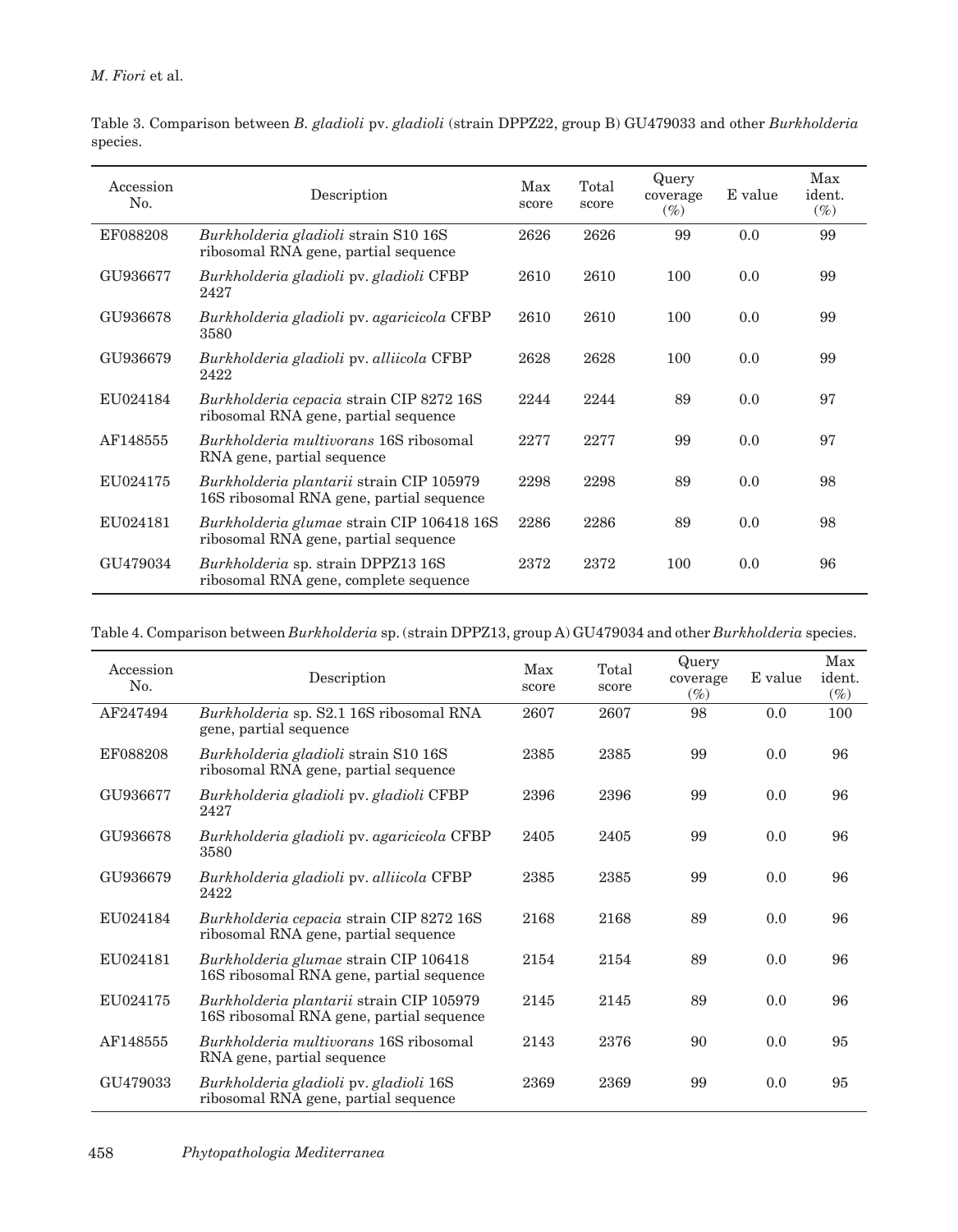Table 3. Comparison between *B. gladioli* pv. *gladioli* (strain DPPZ22, group B) GU479033 and other *Burkholderia* species.

| Accession No. | Description | Max score | Total score | Query coverage (%) | E value | Max ident. (%) |
|---|---|---|---|---|---|---|
| EF088208 | *Burkholderia gladioli* strain S10 16S ribosomal RNA gene, partial sequence | 2626 | 2626 | 99 | 0.0 | 99 |
| GU936677 | *Burkholderia gladioli* pv. *gladioli* CFBP 2427 | 2610 | 2610 | 100 | 0.0 | 99 |
| GU936678 | *Burkholderia gladioli* pv. *agaricicola* CFBP 3580 | 2610 | 2610 | 100 | 0.0 | 99 |
| GU936679 | *Burkholderia gladioli* pv. *alliicola* CFBP 2422 | 2628 | 2628 | 100 | 0.0 | 99 |
| EU024184 | *Burkholderia cepacia* strain CIP 8272 16S ribosomal RNA gene, partial sequence | 2244 | 2244 | 89 | 0.0 | 97 |
| AF148555 | *Burkholderia multivorans* 16S ribosomal RNA gene, partial sequence | 2277 | 2277 | 99 | 0.0 | 97 |
| EU024175 | *Burkholderia plantarii* strain CIP 105979 16S ribosomal RNA gene, partial sequence | 2298 | 2298 | 89 | 0.0 | 98 |
| EU024181 | *Burkholderia glumae* strain CIP 106418 16S ribosomal RNA gene, partial sequence | 2286 | 2286 | 89 | 0.0 | 98 |
| GU479034 | *Burkholderia* sp. strain DPPZ13 16S ribosomal RNA gene, complete sequence | 2372 | 2372 | 100 | 0.0 | 96 |

Table 4. Comparison between *Burkholderia* sp. (strain DPPZ13, group A) GU479034 and other *Burkholderia* species.

| Accession No. | Description | Max score | Total score | Query coverage (%) | E value | Max ident. (%) |
|---|---|---|---|---|---|---|
| AF247494 | *Burkholderia* sp. S2.1 16S ribosomal RNA gene, partial sequence | 2607 | 2607 | 98 | 0.0 | 100 |
| EF088208 | *Burkholderia gladioli* strain S10 16S ribosomal RNA gene, partial sequence | 2385 | 2385 | 99 | 0.0 | 96 |
| GU936677 | *Burkholderia gladioli* pv. *gladioli* CFBP 2427 | 2396 | 2396 | 99 | 0.0 | 96 |
| GU936678 | *Burkholderia gladioli* pv. *agaricicola* CFBP 3580 | 2405 | 2405 | 99 | 0.0 | 96 |
| GU936679 | *Burkholderia gladioli* pv. *alliicola* CFBP 2422 | 2385 | 2385 | 99 | 0.0 | 96 |
| EU024184 | *Burkholderia cepacia* strain CIP 8272 16S ribosomal RNA gene, partial sequence | 2168 | 2168 | 89 | 0.0 | 96 |
| EU024181 | *Burkholderia glumae* strain CIP 106418 16S ribosomal RNA gene, partial sequence | 2154 | 2154 | 89 | 0.0 | 96 |
| EU024175 | *Burkholderia plantarii* strain CIP 105979 16S ribosomal RNA gene, partial sequence | 2145 | 2145 | 89 | 0.0 | 96 |
| AF148555 | *Burkholderia multivorans* 16S ribosomal RNA gene, partial sequence | 2143 | 2376 | 90 | 0.0 | 95 |
| GU479033 | *Burkholderia gladioli* pv. *gladioli* 16S ribosomal RNA gene, partial sequence | 2369 | 2369 | 99 | 0.0 | 95 |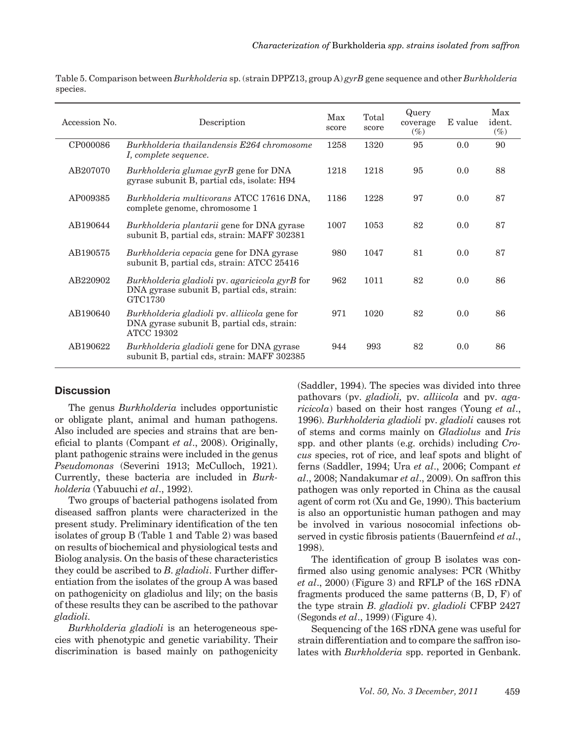Table 5. Comparison between *Burkholderia* sp. (strain DPPZ13, group A) *gyrB* gene sequence and other *Burkholderia* species.

| Accession No. | Description | Max score | Total score | Query coverage (%) | E value | Max ident. (%) |
|---|---|---|---|---|---|---|
| CP000086 | *Burkholderia thailandensis E264 chromosome I, complete sequence.* | 1258 | 1320 | 95 | 0.0 | 90 |
| AB207070 | *Burkholderia glumae gyrB* gene for DNA gyrase subunit B, partial cds, isolate: H94 | 1218 | 1218 | 95 | 0.0 | 88 |
| AP009385 | *Burkholderia multivorans* ATCC 17616 DNA, complete genome, chromosome 1 | 1186 | 1228 | 97 | 0.0 | 87 |
| AB190644 | *Burkholderia plantarii* gene for DNA gyrase subunit B, partial cds, strain: MAFF 302381 | 1007 | 1053 | 82 | 0.0 | 87 |
| AB190575 | *Burkholderia cepacia* gene for DNA gyrase subunit B, partial cds, strain: ATCC 25416 | 980 | 1047 | 81 | 0.0 | 87 |
| AB220902 | *Burkholderia gladioli* pv. *agaricicola gyrB* for DNA gyrase subunit B, partial cds, strain: GTC1730 | 962 | 1011 | 82 | 0.0 | 86 |
| AB190640 | *Burkholderia gladioli* pv. *alliicola* gene for DNA gyrase subunit B, partial cds, strain: ATCC 19302 | 971 | 1020 | 82 | 0.0 | 86 |
| AB190622 | *Burkholderia gladioli* gene for DNA gyrase subunit B, partial cds, strain: MAFF 302385 | 944 | 993 | 82 | 0.0 | 86 |

## Discussion

The genus *Burkholderia* includes opportunistic or obligate plant, animal and human pathogens. Also included are species and strains that are beneficial to plants (Compant *et al*., 2008). Originally, plant pathogenic strains were included in the genus *Pseudomonas* (Severini 1913; McCulloch, 1921). Currently, these bacteria are included in *Burkholderia* (Yabuuchi *et al*., 1992).

Two groups of bacterial pathogens isolated from diseased saffron plants were characterized in the present study. Preliminary identification of the ten isolates of group B (Table 1 and Table 2) was based on results of biochemical and physiological tests and Biolog analysis. On the basis of these characteristics they could be ascribed to *B. gladioli*. Further differentiation from the isolates of the group A was based on pathogenicity on gladiolus and lily; on the basis of these results they can be ascribed to the pathovar *gladioli*.

*Burkholderia gladioli* is an heterogeneous species with phenotypic and genetic variability. Their discrimination is based mainly on pathogenicity (Saddler, 1994). The species was divided into three pathovars (pv. *gladioli,* pv. *alliicola* and pv. *agaricicola*) based on their host ranges (Young *et al*., 1996). *Burkholderia gladioli* pv. *gladioli* causes rot of stems and corms mainly on *Gladiolus* and *Iris* spp. and other plants (e.g. orchids) including *Crocus* species, rot of rice, and leaf spots and blight of ferns (Saddler, 1994; Ura *et al*., 2006; Compant *et al*., 2008; Nandakumar *et al*., 2009). On saffron this pathogen was only reported in China as the causal agent of corm rot (Xu and Ge, 1990). This bacterium is also an opportunistic human pathogen and may be involved in various nosocomial infections observed in cystic fibrosis patients (Bauernfeind *et al*., 1998).

The identification of group B isolates was confirmed also using genomic analyses: PCR (Whitby *et al*., 2000) (Figure 3) and RFLP of the 16S rDNA fragments produced the same patterns (B, D, F) of the type strain *B. gladioli* pv. *gladioli* CFBP 2427 (Segonds *et al*., 1999) (Figure 4).

Sequencing of the 16S rDNA gene was useful for strain differentiation and to compare the saffron isolates with *Burkholderia* spp. reported in Genbank.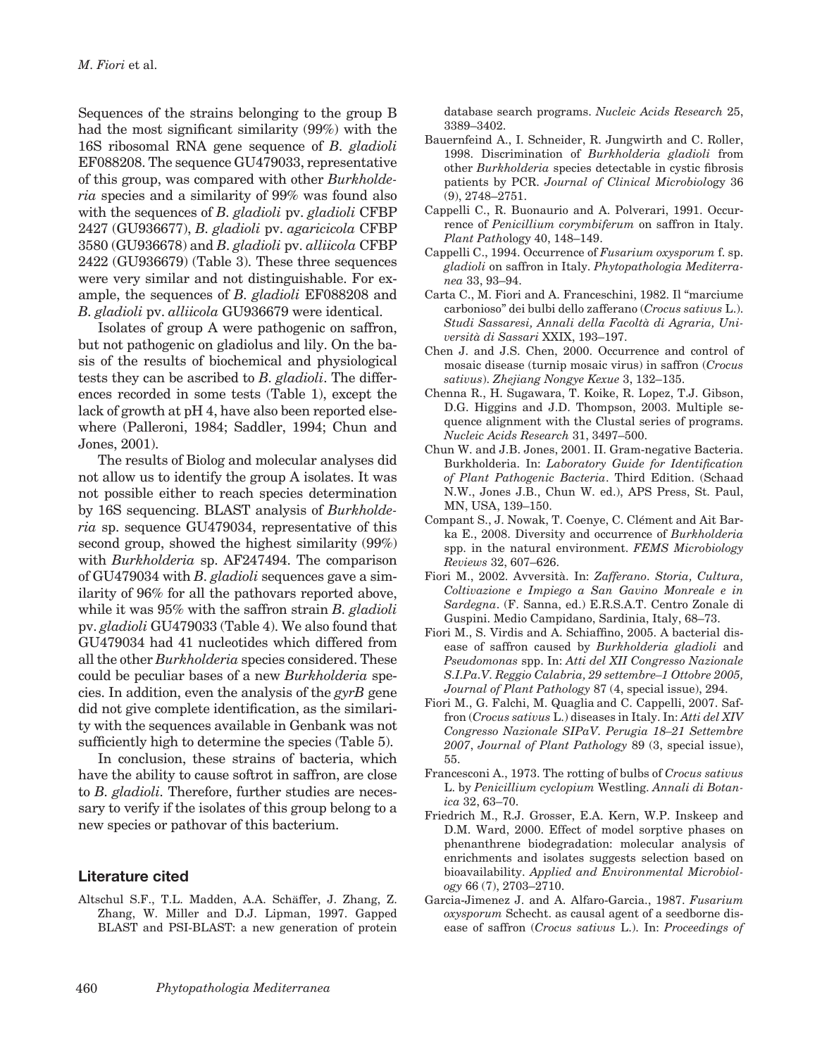Sequences of the strains belonging to the group B had the most significant similarity (99%) with the 16S ribosomal RNA gene sequence of *B. gladioli* EF088208. The sequence GU479033, representative of this group, was compared with other *Burkholderia* species and a similarity of 99% was found also with the sequences of *B. gladioli* pv. *gladioli* CFBP 2427 (GU936677), *B. gladioli* pv. *agaricicola* CFBP 3580 (GU936678) and *B. gladioli* pv. *alliicola* CFBP 2422 (GU936679) (Table 3). These three sequences were very similar and not distinguishable. For example, the sequences of *B. gladioli* EF088208 and *B. gladioli* pv. *alliicola* GU936679 were identical.

Isolates of group A were pathogenic on saffron, but not pathogenic on gladiolus and lily. On the basis of the results of biochemical and physiological tests they can be ascribed to *B. gladioli*. The differences recorded in some tests (Table 1), except the lack of growth at pH 4, have also been reported elsewhere (Palleroni, 1984; Saddler, 1994; Chun and Jones, 2001).

The results of Biolog and molecular analyses did not allow us to identify the group A isolates. It was not possible either to reach species determination by 16S sequencing. BLAST analysis of *Burkholderia* sp. sequence GU479034, representative of this second group, showed the highest similarity (99%) with *Burkholderia* sp. AF247494. The comparison of GU479034 with *B. gladioli* sequences gave a similarity of 96% for all the pathovars reported above, while it was 95% with the saffron strain *B. gladioli* pv. *gladioli* GU479033 (Table 4). We also found that GU479034 had 41 nucleotides which differed from all the other *Burkholderia* species considered. These could be peculiar bases of a new *Burkholderia* species. In addition, even the analysis of the *gyrB* gene did not give complete identification, as the similarity with the sequences available in Genbank was not sufficiently high to determine the species (Table 5).

In conclusion, these strains of bacteria, which have the ability to cause softrot in saffron, are close to *B. gladioli*. Therefore, further studies are necessary to verify if the isolates of this group belong to a new species or pathovar of this bacterium.

## Literature cited

Altschul S.F., T.L. Madden, A.A. Schäffer, J. Zhang, Z. Zhang, W. Miller and D.J. Lipman, 1997. Gapped BLAST and PSI-BLAST: a new generation of protein database search programs. *Nucleic Acids Research* 25, 3389–3402.

Bauernfeind A., I. Schneider, R. Jungwirth and C. Roller, 1998. Discrimination of *Burkholderia gladioli* from other *Burkholderia* species detectable in cystic fibrosis patients by PCR. *Journal of Clinical Microbiology* 36 (9), 2748–2751.

Cappelli C., R. Buonaurio and A. Polverari, 1991. Occurrence of *Penicillium corymbiferum* on saffron in Italy. *Plant Pathology* 40, 148–149.

Cappelli C., 1994. Occurrence of *Fusarium oxysporum* f. sp. *gladioli* on saffron in Italy. *Phytopathologia Mediterranea* 33, 93–94.

Carta C., M. Fiori and A. Franceschini, 1982. Il "marciume carbonioso" dei bulbi dello zafferano (*Crocus sativus* L.). *Studi Sassaresi, Annali della Facoltà di Agraria, Università di Sassari* XXIX, 193–197.

Chen J. and J.S. Chen, 2000. Occurrence and control of mosaic disease (turnip mosaic virus) in saffron (*Crocus sativus*). *Zhejiang Nongye Kexue* 3, 132–135.

Chenna R., H. Sugawara, T. Koike, R. Lopez, T.J. Gibson, D.G. Higgins and J.D. Thompson, 2003. Multiple sequence alignment with the Clustal series of programs. *Nucleic Acids Research* 31, 3497–500.

Chun W. and J.B. Jones, 2001. II. Gram-negative Bacteria. Burkholderia. In: *Laboratory Guide for Identification of Plant Pathogenic Bacteria*. Third Edition. (Schaad N.W., Jones J.B., Chun W. ed.), APS Press, St. Paul, MN, USA, 139–150.

Compant S., J. Nowak, T. Coenye, C. Clément and Ait Barka E., 2008. Diversity and occurrence of *Burkholderia* spp. in the natural environment. *FEMS Microbiology Reviews* 32, 607–626.

Fiori M., 2002. Avversità. In: *Zafferano. Storia, Cultura, Coltivazione e Impiego a San Gavino Monreale e in Sardegna*. (F. Sanna, ed.) E.R.S.A.T. Centro Zonale di Guspini. Medio Campidano, Sardinia, Italy, 68–73.

Fiori M., S. Virdis and A. Schiaffino, 2005. A bacterial disease of saffron caused by *Burkholderia gladioli* and *Pseudomonas* spp. In: *Atti del XII Congresso Nazionale S.I.Pa.V. Reggio Calabria, 29 settembre–1 Ottobre 2005, Journal of Plant Pathology* 87 (4, special issue), 294.

Fiori M., G. Falchi, M. Quaglia and C. Cappelli, 2007. Saffron (*Crocus sativus* L.) diseases in Italy. In: *Atti del XIV Congresso Nazionale SIPaV. Perugia 18–21 Settembre 2007*, *Journal of Plant Pathology* 89 (3, special issue), 55.

Francesconi A., 1973. The rotting of bulbs of *Crocus sativus* L. by *Penicillium cyclopium* Westling. *Annali di Botanica* 32, 63–70.

Friedrich M., R.J. Grosser, E.A. Kern, W.P. Inskeep and D.M. Ward, 2000. Effect of model sorptive phases on phenanthrene biodegradation: molecular analysis of enrichments and isolates suggests selection based on bioavailability. *Applied and Environmental Microbiology* 66 (7), 2703–2710.

Garcia-Jimenez J. and A. Alfaro-Garcia., 1987. *Fusarium oxysporum* Schecht. as causal agent of a seedborne disease of saffron (*Crocus sativus* L.). In: *Proceedings of*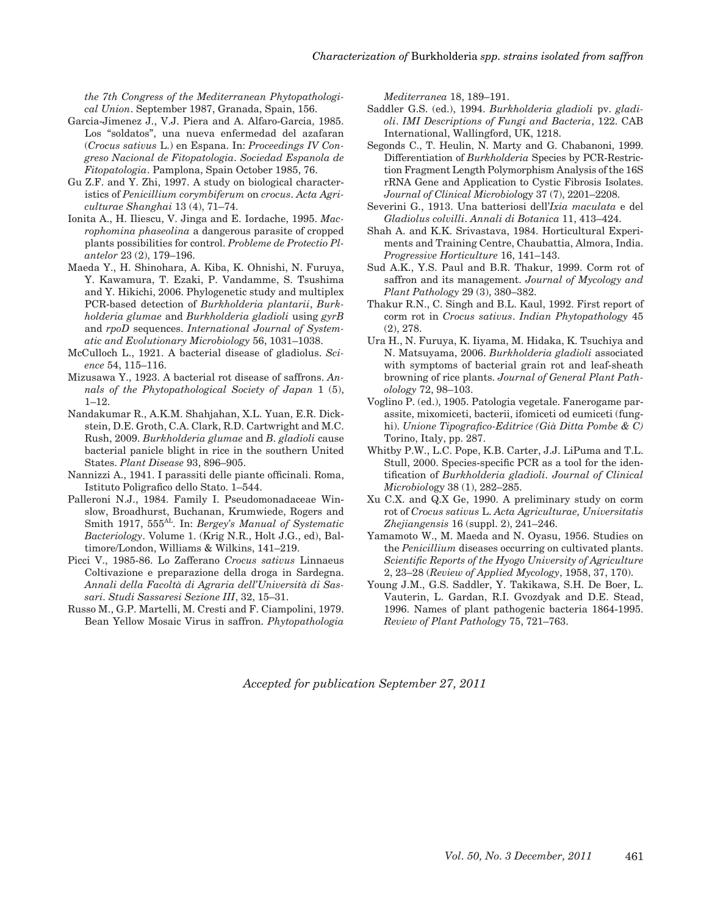*the 7th Congress of the Mediterranean Phytopathological Union*. September 1987, Granada, Spain, 156.

Garcia-Jimenez J., V.J. Piera and A. Alfaro-Garcia, 1985. Los "soldatos", una nueva enfermedad del azafaran (*Crocus sativus* L.) en Espana. In: *Proceedings IV Congreso Nacional de Fitopatologia*. *Sociedad Espanola de Fitopatologia*. Pamplona, Spain October 1985, 76.

Gu Z.F. and Y. Zhi, 1997. A study on biological characteristics of *Penicillium corymbiferum* on *crocus*. *Acta Agriculturae Shanghai* 13 (4), 71–74.

Ionita A., H. Iliescu, V. Jinga and E. Iordache, 1995. *Macrophomina phaseolina* a dangerous parasite of cropped plants possibilities for control. *Probleme de Protectio Plantelor* 23 (2), 179–196.

Maeda Y., H. Shinohara, A. Kiba, K. Ohnishi, N. Furuya, Y. Kawamura, T. Ezaki, P. Vandamme, S. Tsushima and Y. Hikichi, 2006. Phylogenetic study and multiplex PCR-based detection of *Burkholderia plantarii*, *Burkholderia glumae* and *Burkholderia gladioli* using *gyrB* and *rpoD* sequences. *International Journal of Systematic and Evolutionary Microbiology* 56, 1031–1038.

McCulloch L., 1921. A bacterial disease of gladiolus. *Science* 54, 115–116.

Mizusawa Y., 1923. A bacterial rot disease of saffrons. *Annals of the Phytopathological Society of Japan* 1 (5), 1–12.

Nandakumar R., A.K.M. Shahjahan, X.L. Yuan, E.R. Dickstein, D.E. Groth, C.A. Clark, R.D. Cartwright and M.C. Rush, 2009. *Burkholderia glumae* and *B. gladioli* cause bacterial panicle blight in rice in the southern United States. *Plant Disease* 93, 896–905.

Nannizzi A., 1941. I parassiti delle piante officinali. Roma, Istituto Poligrafico dello Stato. 1–544.

Palleroni N.J., 1984. Family I. Pseudomonadaceae Winslow, Broadhurst, Buchanan, Krumwiede, Rogers and Smith 1917, 555[AL]. In: *Bergey's Manual of Systematic Bacteriology*. Volume 1. (Krig N.R., Holt J.G., ed), Baltimore/London, Williams & Wilkins, 141–219.

Picci V., 1985-86. Lo Zafferano *Crocus sativus* Linnaeus Coltivazione e preparazione della droga in Sardegna. *Annali della Facoltà di Agraria dell'Università di Sassari. Studi Sassaresi Sezione III*, 32, 15–31.

Russo M., G.P. Martelli, M. Cresti and F. Ciampolini, 1979. Bean Yellow Mosaic Virus in saffron. *Phytopathologia Mediterranea* 18, 189–191.

Saddler G.S. (ed.), 1994. *Burkholderia gladioli* pv. *gladioli*. *IMI Descriptions of Fungi and Bacteria*, 122. CAB International, Wallingford, UK, 1218.

Segonds C., T. Heulin, N. Marty and G. Chabanoni, 1999. Differentiation of *Burkholderia* Species by PCR-Restriction Fragment Length Polymorphism Analysis of the 16S rRNA Gene and Application to Cystic Fibrosis Isolates. *Journal of Clinical Microbiol*ogy 37 (7), 2201–2208.

Severini G., 1913. Una batteriosi dell'*Ixia maculata* e del *Gladiolus colvilli*. *Annali di Botanica* 11, 413–424.

Shah A. and K.K. Srivastava, 1984. Horticultural Experiments and Training Centre, Chaubattia, Almora, India. *Progressive Horticulture* 16, 141–143.

Sud A.K., Y.S. Paul and B.R. Thakur, 1999. Corm rot of saffron and its management. *Journal of Mycology and Plant Pathology* 29 (3), 380–382.

Thakur R.N., C. Singh and B.L. Kaul, 1992. First report of corm rot in *Crocus sativus*. *Indian Phytopathology* 45 (2), 278.

Ura H., N. Furuya, K. Iiyama, M. Hidaka, K. Tsuchiya and N. Matsuyama, 2006. *Burkholderia gladioli* associated with symptoms of bacterial grain rot and leaf-sheath browning of rice plants. *Journal of General Plant Pathology* 72, 98–103.

Voglino P. (ed.), 1905. Patologia vegetale. Fanerogame parassite, mixomiceti, bacterii, ifomiceti od eumiceti (funghi). *Unione Tipografico-Editrice (Già Ditta Pombe & C)* Torino, Italy, pp. 287.

Whitby P.W., L.C. Pope, K.B. Carter, J.J. LiPuma and T.L. Stull, 2000. Species-specific PCR as a tool for the identification of *Burkholderia gladioli*. *Journal of Clinical Microbiol*ogy 38 (1), 282–285.

Xu C.X. and Q.X Ge, 1990. A preliminary study on corm rot of *Crocus sativus* L. *Acta Agriculturae, Universitatis Zhejiangensis* 16 (suppl. 2), 241–246.

Yamamoto W., M. Maeda and N. Oyasu, 1956. Studies on the *Penicillium* diseases occurring on cultivated plants. *Scientific Reports of the Hyogo University of Agriculture* 2, 23–28 (*Review of Applied Mycology*, 1958, 37, 170).

Young J.M., G.S. Saddler, Y. Takikawa, S.H. De Boer, L. Vauterin, L. Gardan, R.I. Gvozdyak and D.E. Stead, 1996. Names of plant pathogenic bacteria 1864-1995. *Review of Plant Pathology* 75, 721–763.

*Accepted for publication September 27, 2011*